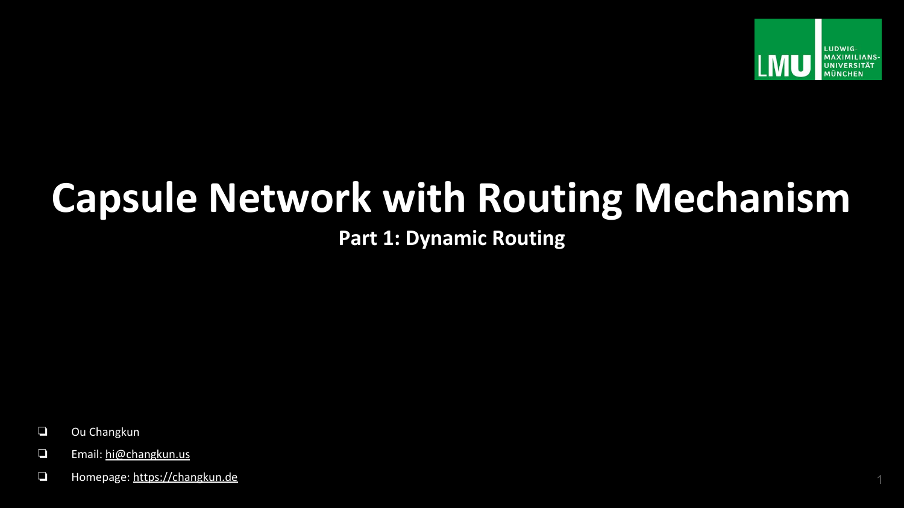# Capsule Network with Routing Mechanism

## Part 1: Dynamic Routing

- Ou Changkun
- Email: hi@changkun.us
- Homepage: https://changkun.de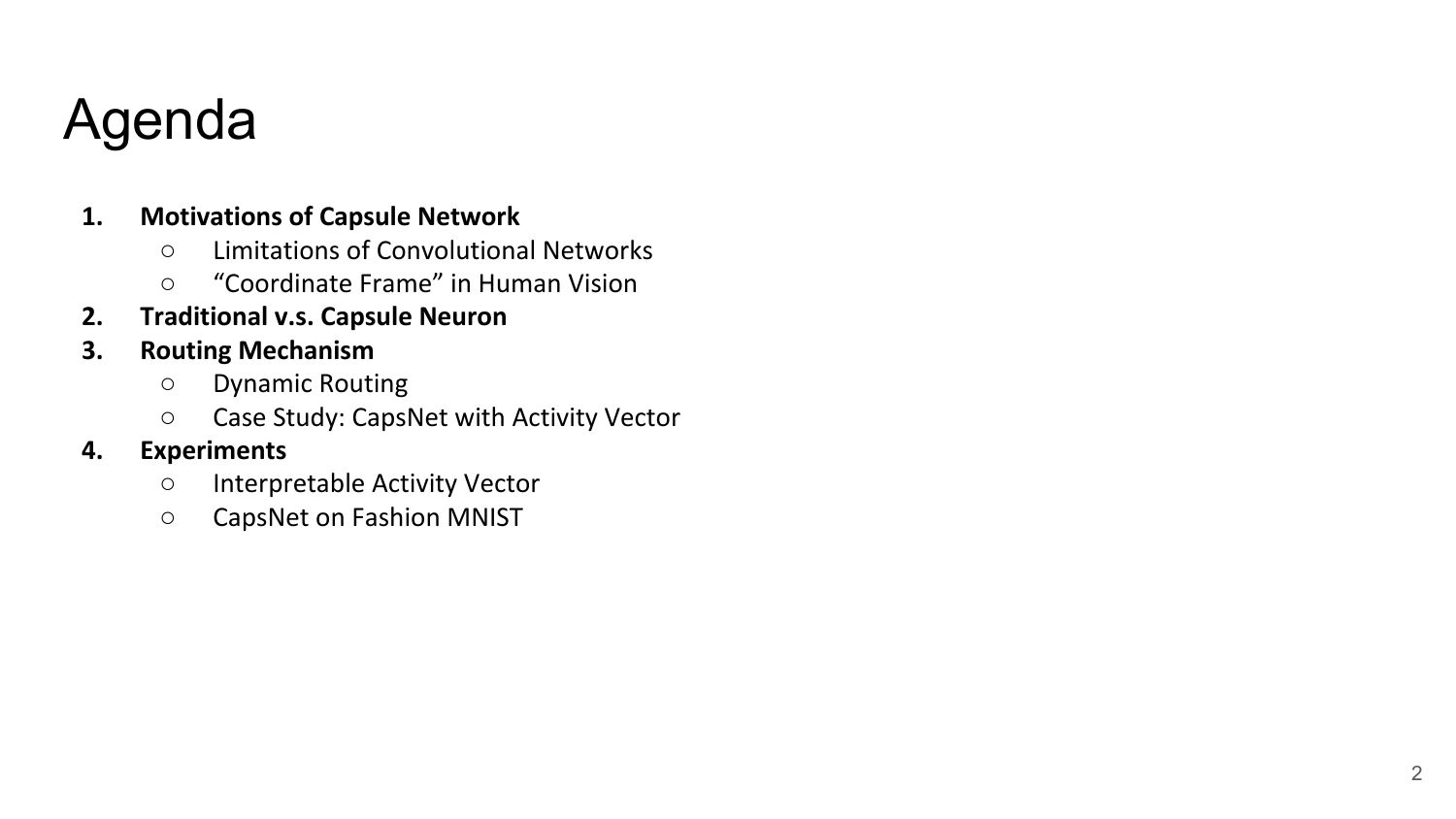# Agenda

1. **Motivations of Capsule Network**
   - Limitations of Convolutional Networks
   - “Coordinate Frame” in Human Vision
2. **Traditional v.s. Capsule Neuron**
3. **Routing Mechanism**
   - Dynamic Routing
   - Case Study: CapsNet with Activity Vector
4. **Experiments**
   - Interpretable Activity Vector
   - CapsNet on Fashion MNIST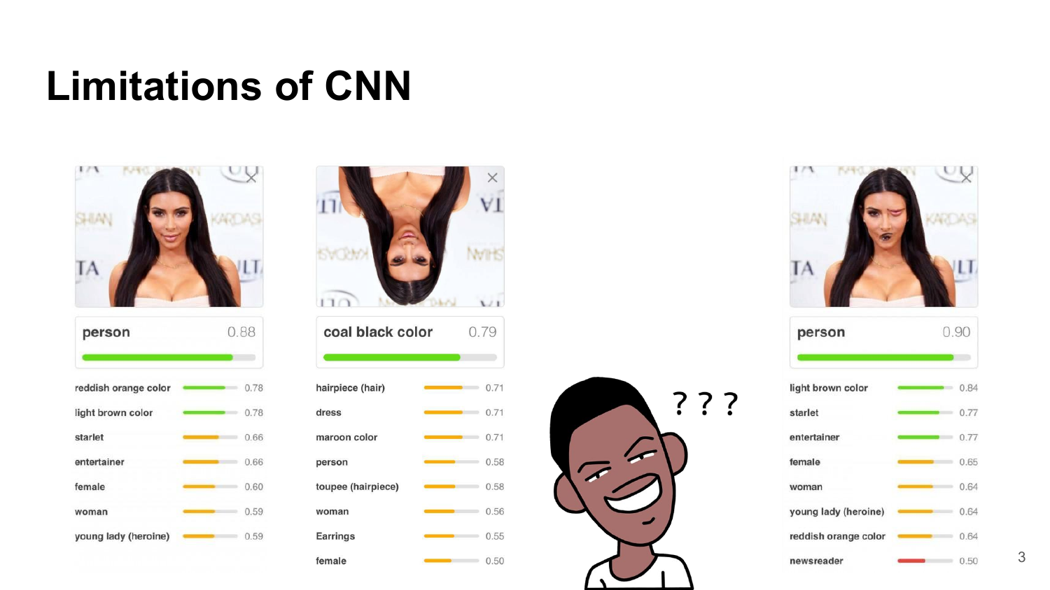# Limitations of CNN

| person | 0.88 |
| --- | --- |
| reddish orange color | 0.78 |
| light brown color | 0.78 |
| starlet | 0.66 |
| entertainer | 0.66 |
| female | 0.60 |
| woman | 0.59 |
| young lady (heroine) | 0.59 |

| coal black color | 0.79 |
| --- | --- |
| hairpiece (hair) | 0.71 |
| dress | 0.71 |
| maroon color | 0.71 |
| person | 0.58 |
| toupee (hairpiece) | 0.58 |
| woman | 0.56 |
| Earrings | 0.55 |
| female | 0.50 |

???

| person | 0.90 |
| --- | --- |
| light brown color | 0.84 |
| starlet | 0.77 |
| entertainer | 0.77 |
| female | 0.65 |
| woman | 0.64 |
| young lady (heroine) | 0.64 |
| reddish orange color | 0.64 |
| newsreader | 0.50 |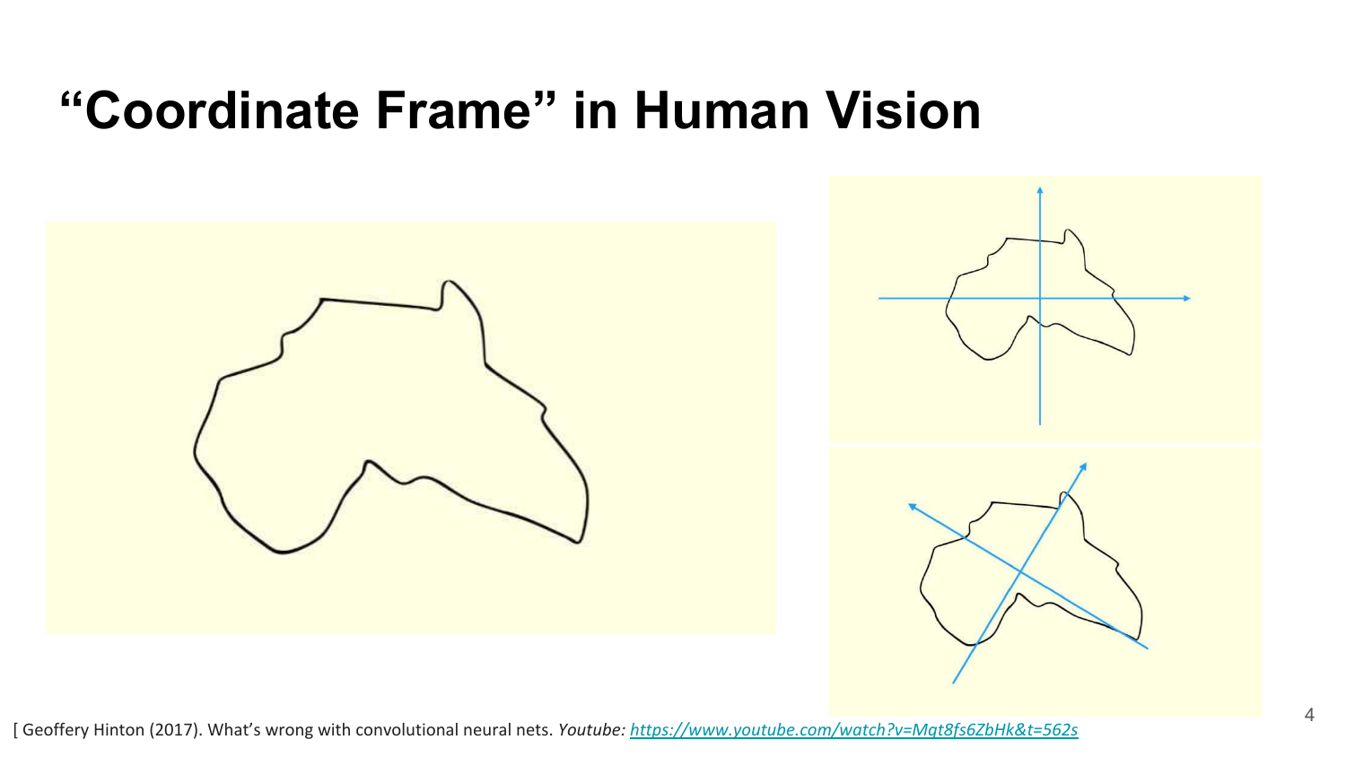# "Coordinate Frame" in Human Vision

[ Geoffery Hinton (2017). What's wrong with convolutional neural nets. *Youtube:* [https://www.youtube.com/watch?v=Mqt8fs6ZbHk&t=562s](https://www.youtube.com/watch?v=Mqt8fs6ZbHk&t=562s)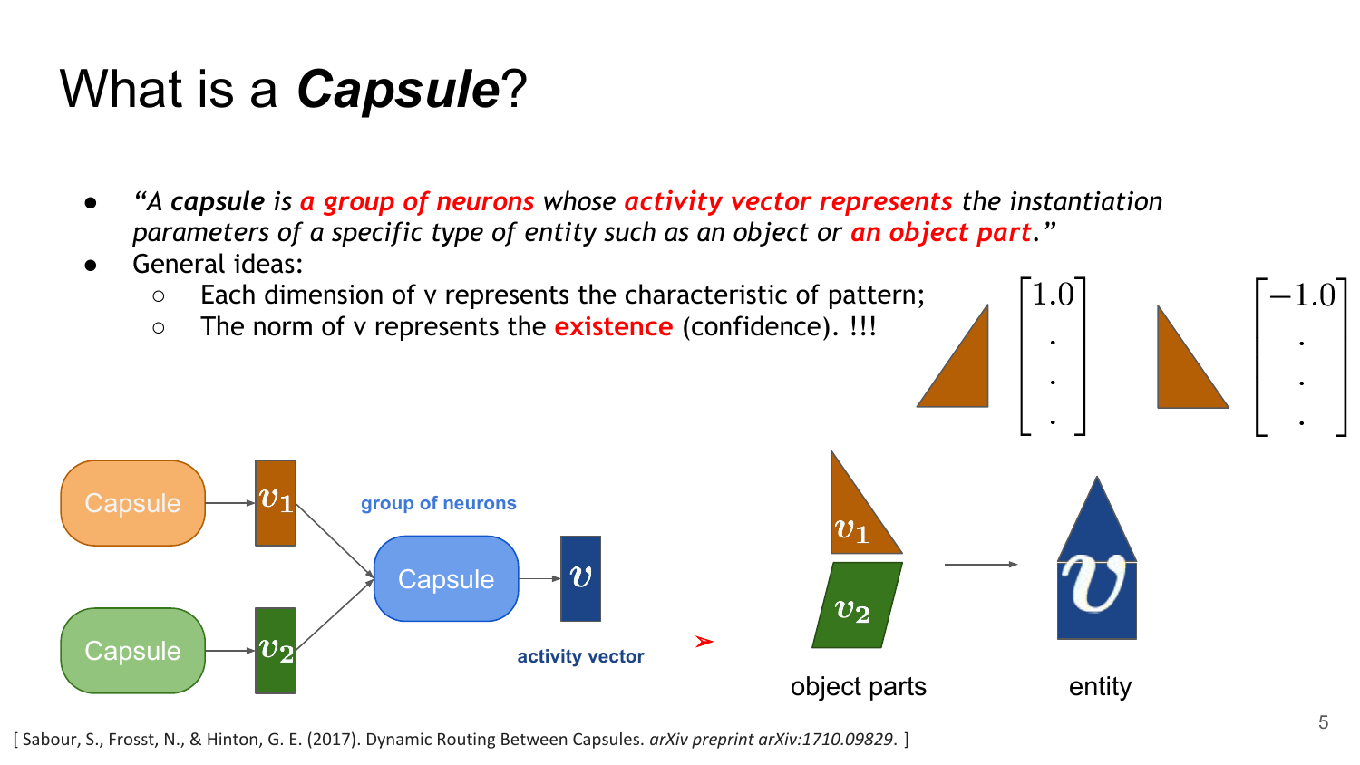# What is a ***Capsule***?

- *"A **capsule** is **a group of neurons** whose **activity vector represents** the instantiation parameters of a specific type of entity such as an object or **an object part**."*
- General ideas:
  - Each dimension of v represents the characteristic of pattern;
  - The norm of v represents the **existence** (confidence). !!!

$$\begin{bmatrix} 1.0 \\ . \\ . \\ . \end{bmatrix} \qquad \begin{bmatrix} -1.0 \\ . \\ . \\ . \end{bmatrix}$$

Capsule → $v_1$

Capsule → $v_2$

group of neurons

Capsule → $v$

activity vector

$v_1$, $v_2$ → $v$

object parts → entity

[ Sabour, S., Frosst, N., & Hinton, G. E. (2017). Dynamic Routing Between Capsules. *arXiv preprint arXiv:1710.09829*. ]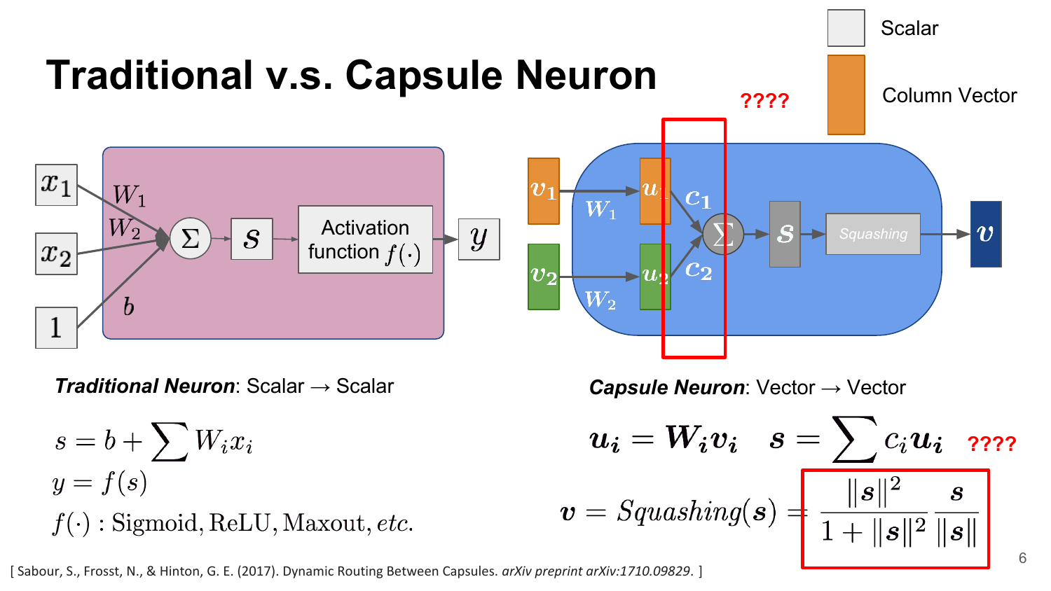# Traditional v.s. Capsule Neuron

Scalar

Column Vector

????

**Traditional Neuron**: Scalar → Scalar

$$s = b + \sum W_i x_i$$

$$y = f(s)$$

$$f(\cdot): \text{Sigmoid}, \text{ReLU}, \text{Maxout}, etc.$$

**Capsule Neuron**: Vector → Vector

$$\boldsymbol{u_i} = \boldsymbol{W_i v_i} \quad \boldsymbol{s} = \sum c_i \boldsymbol{u_i}$$ ????

$$\boldsymbol{v} = Squashing(\boldsymbol{s}) = \frac{\|\boldsymbol{s}\|^2}{1 + \|\boldsymbol{s}\|^2} \frac{\boldsymbol{s}}{\|\boldsymbol{s}\|}$$

[ Sabour, S., Frosst, N., & Hinton, G. E. (2017). Dynamic Routing Between Capsules. *arXiv preprint arXiv:1710.09829*. ]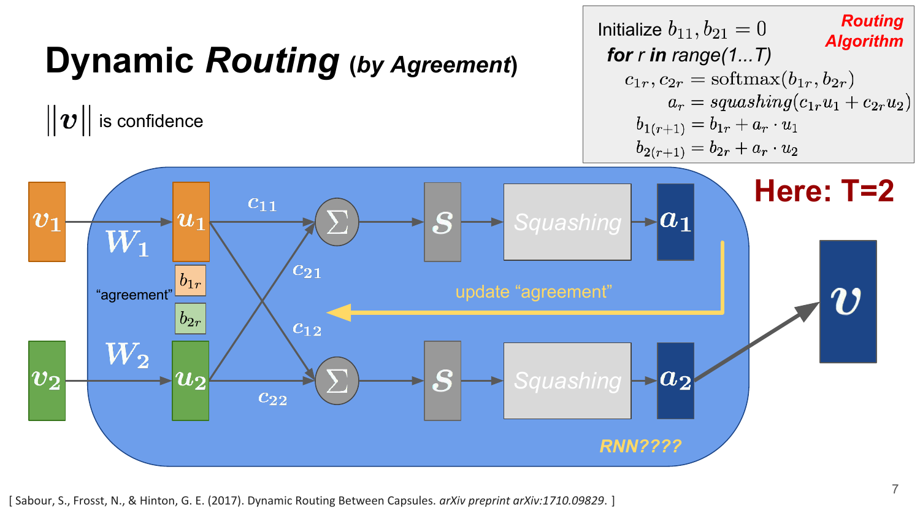# Dynamic *Routing* (*by Agreement*)

$\|\boldsymbol{v}\|$ is confidence

**Routing Algorithm**

Initialize $b_{11}, b_{21} = 0$

**for** *r* **in** *range(1...T)*

$$c_{1r}, c_{2r} = \text{softmax}(b_{1r}, b_{2r})$$

$$a_r = squashing(c_{1r}u_1 + c_{2r}u_2)$$

$$b_{1(r+1)} = b_{1r} + a_r \cdot u_1$$

$$b_{2(r+1)} = b_{2r} + a_r \cdot u_2$$

**Here: T=2**

$v_1$, $W_1$, $u_1$, $b_{1r}$, "agreement", $b_{2r}$, $v_2$, $W_2$, $u_2$, $c_{11}$, $c_{21}$, $c_{12}$, $c_{22}$, $\Sigma$, $s$, Squashing, $a_1$, $a_2$, update "agreement", $v$

*RNN????*

[ Sabour, S., Frosst, N., & Hinton, G. E. (2017). Dynamic Routing Between Capsules. *arXiv preprint arXiv:1710.09829*. ]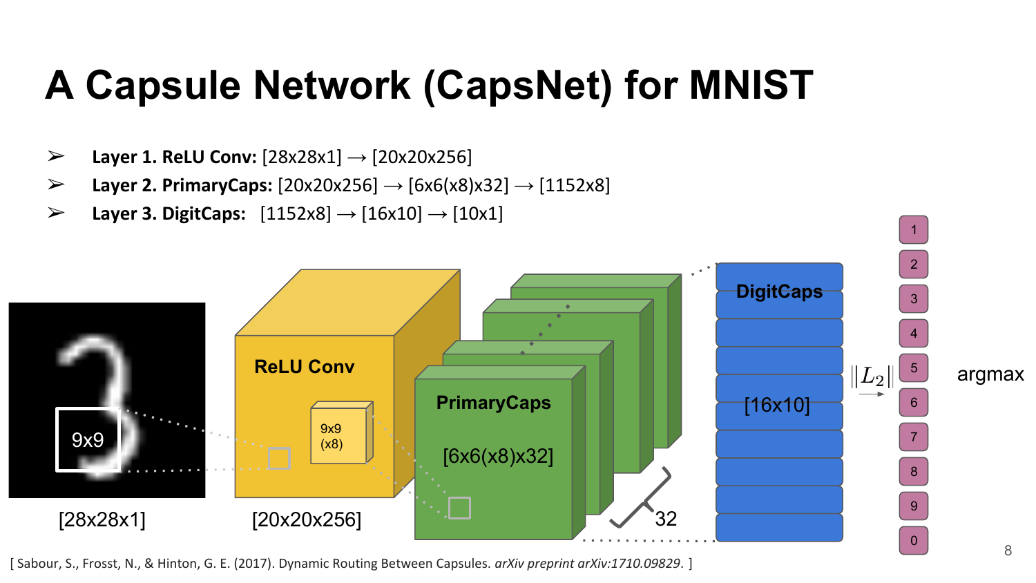# A Capsule Network (CapsNet) for MNIST

- **Layer 1. ReLU Conv:** [28x28x1] → [20x20x256]
- **Layer 2. PrimaryCaps:** [20x20x256] → [6x6(x8)x32] → [1152x8]
- **Layer 3. DigitCaps:** [1152x8] → [16x10] → [10x1]

[28x28x1] — 9x9

ReLU Conv [20x20x256] — 9x9 (x8)

PrimaryCaps [6x6(x8)x32] — 32

DigitCaps [16x10] → $\|L_2\|$ → 1, 2, 3, 4, 5, 6, 7, 8, 9, 0 → argmax

[ Sabour, S., Frosst, N., & Hinton, G. E. (2017). Dynamic Routing Between Capsules. *arXiv preprint arXiv:1710.09829*. ]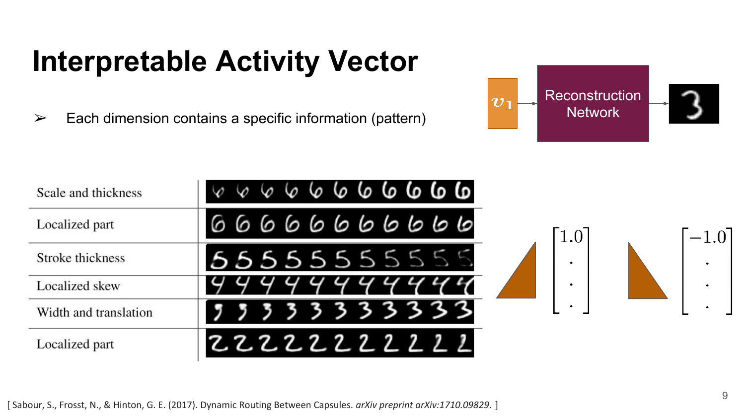# Interpretable Activity Vector

➢ Each dimension contains a specific information (pattern)

$v_1$ → Reconstruction Network → 3

| | |
|---|---|
| Scale and thickness | |
| Localized part | |
| Stroke thickness | |
| Localized skew | |
| Width and translation | |
| Localized part | |

$$\begin{bmatrix} 1.0 \\ . \\ . \\ . \end{bmatrix} \qquad \begin{bmatrix} -1.0 \\ . \\ . \\ . \end{bmatrix}$$

[ Sabour, S., Frosst, N., & Hinton, G. E. (2017). Dynamic Routing Between Capsules. *arXiv preprint arXiv:1710.09829*. ]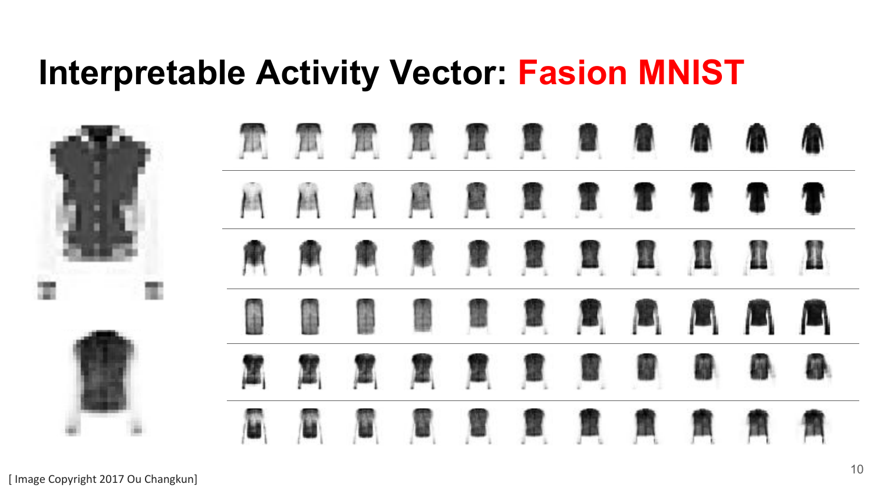# Interpretable Activity Vector: Fasion MNIST

[ Image Copyright 2017 Ou Changkun]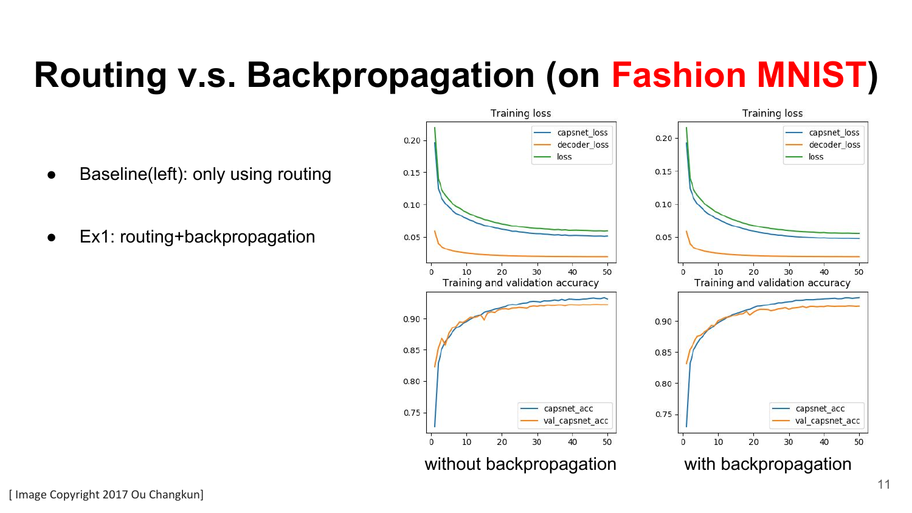# Routing v.s. Backpropagation (on Fashion MNIST)

- Baseline(left): only using routing
- Ex1: routing+backpropagation

without backpropagation

with backpropagation

[ Image Copyright 2017 Ou Changkun]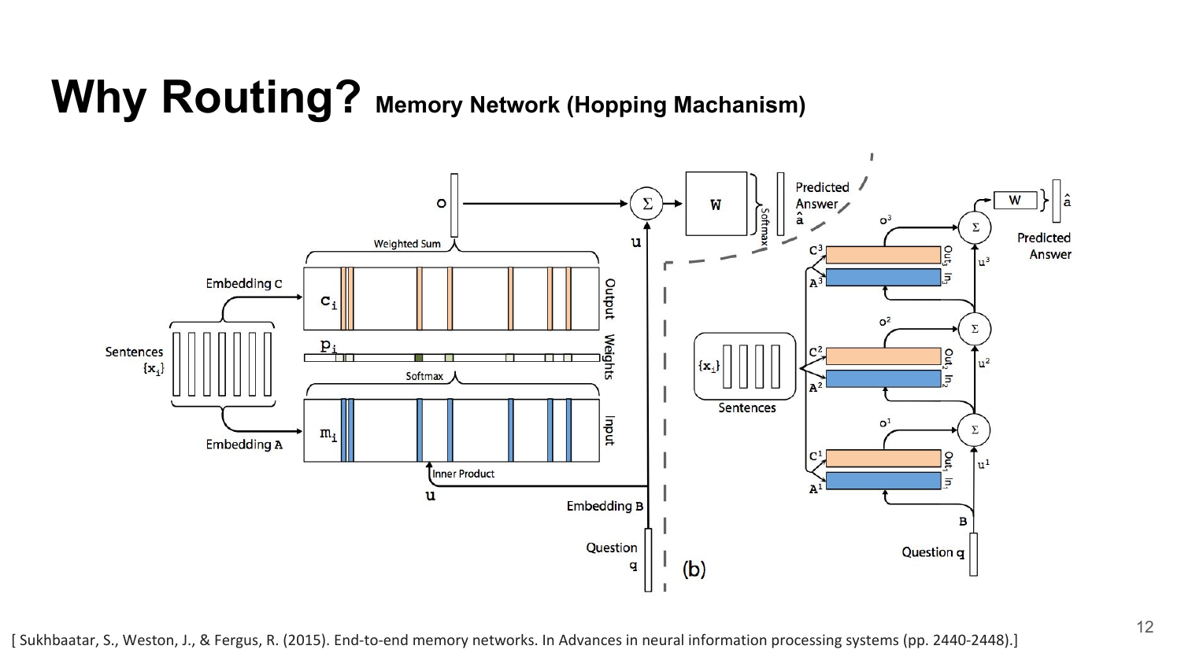# Why Routing? Memory Network (Hopping Machanism)

[ Sukhbaatar, S., Weston, J., & Fergus, R. (2015). End-to-end memory networks. In Advances in neural information processing systems (pp. 2440-2448).]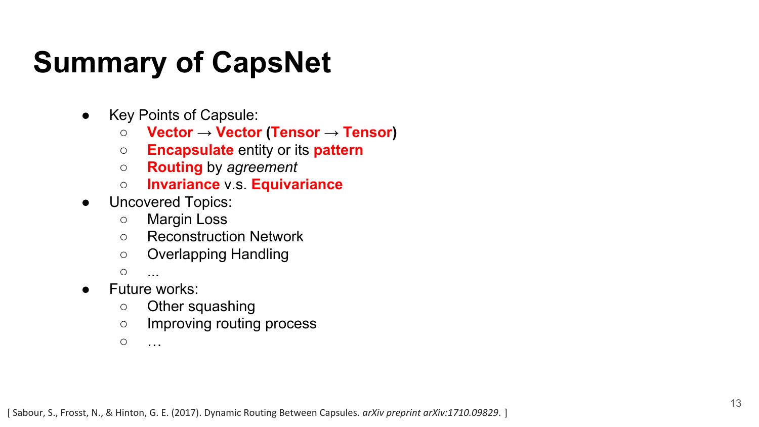# Summary of CapsNet

- Key Points of Capsule:
  - **Vector** → **Vector** (**Tensor** → **Tensor**)
  - **Encapsulate** entity or its **pattern**
  - **Routing** by *agreement*
  - **Invariance** v.s. **Equivariance**
- Uncovered Topics:
  - Margin Loss
  - Reconstruction Network
  - Overlapping Handling
  - ...
- Future works:
  - Other squashing
  - Improving routing process
  - …

[ Sabour, S., Frosst, N., & Hinton, G. E. (2017). Dynamic Routing Between Capsules. *arXiv preprint arXiv:1710.09829*. ]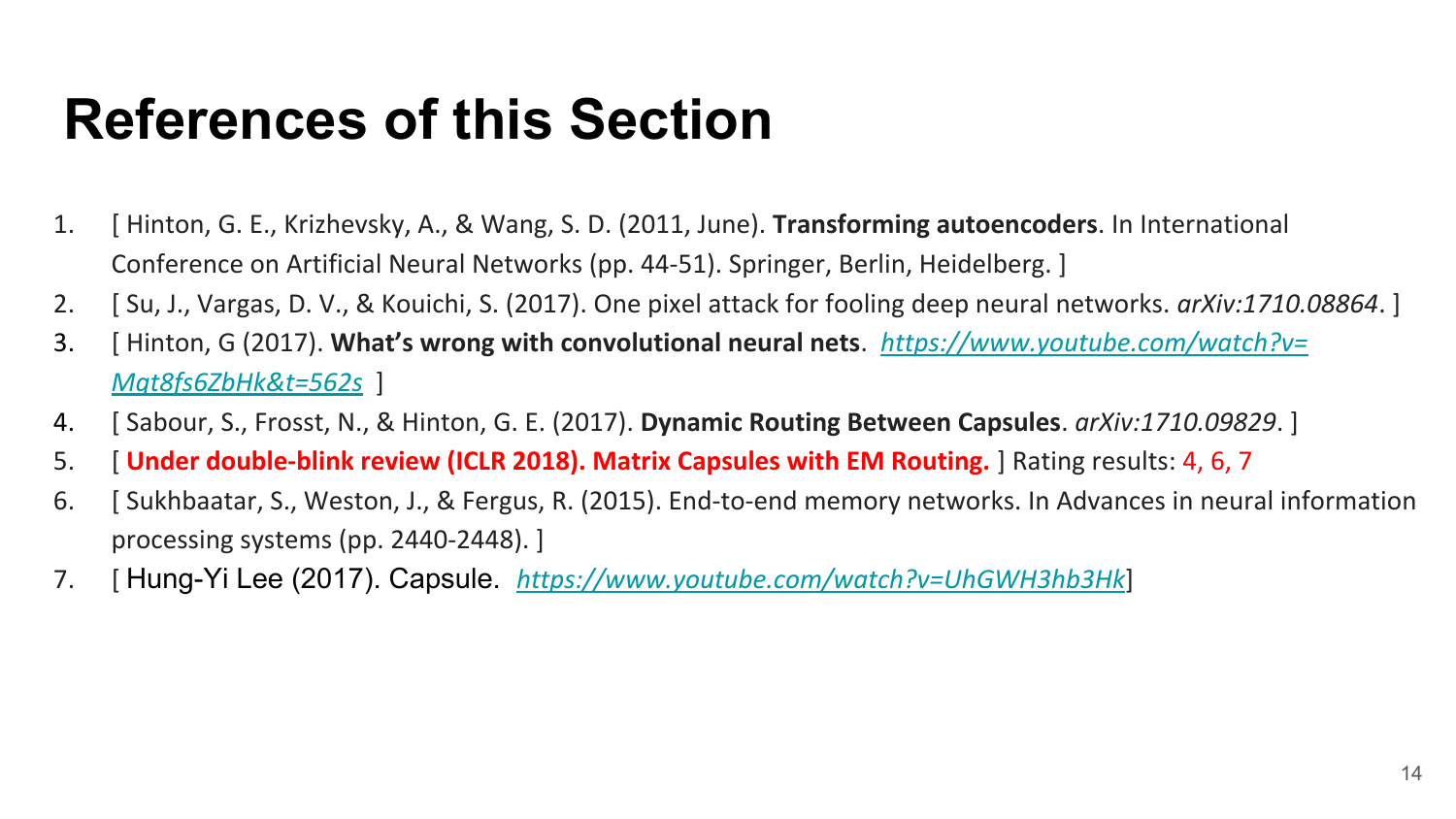# References of this Section

1. [ Hinton, G. E., Krizhevsky, A., & Wang, S. D. (2011, June). **Transforming autoencoders**. In International Conference on Artificial Neural Networks (pp. 44-51). Springer, Berlin, Heidelberg. ]
2. [ Su, J., Vargas, D. V., & Kouichi, S. (2017). One pixel attack for fooling deep neural networks. *arXiv:1710.08864*. ]
3. [ Hinton, G (2017). **What's wrong with convolutional neural nets**. *https://www.youtube.com/watch?v=Mqt8fs6ZbHk&t=562s* ]
4. [ Sabour, S., Frosst, N., & Hinton, G. E. (2017). **Dynamic Routing Between Capsules**. *arXiv:1710.09829*. ]
5. [ **Under double-blink review (ICLR 2018). Matrix Capsules with EM Routing.** ] Rating results: 4, 6, 7
6. [ Sukhbaatar, S., Weston, J., & Fergus, R. (2015). End-to-end memory networks. In Advances in neural information processing systems (pp. 2440-2448). ]
7. [ Hung-Yi Lee (2017). Capsule. *https://www.youtube.com/watch?v=UhGWH3hb3Hk*]